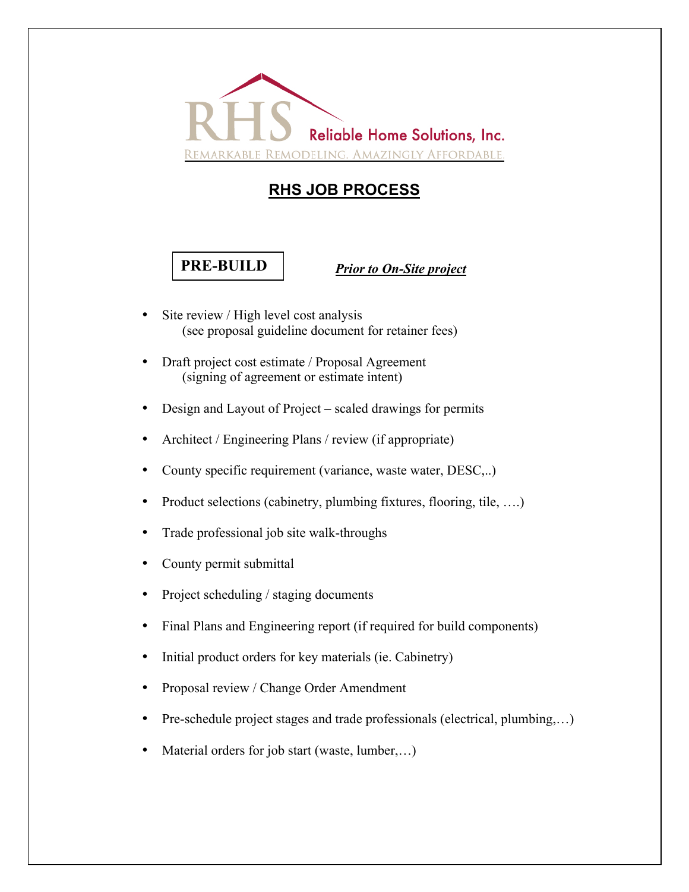RHS Reliable Home Solutions, Inc.

REMARKABLE REMODELING. AMAZINGLY AFFORDABLE.

# RHS JOB PROCESS

## PRE-BUILD

***Prior to On-Site project***

- Site review / High level cost analysis
  (see proposal guideline document for retainer fees)
- Draft project cost estimate / Proposal Agreement
  (signing of agreement or estimate intent)
- Design and Layout of Project – scaled drawings for permits
- Architect / Engineering Plans / review (if appropriate)
- County specific requirement (variance, waste water, DESC,..)
- Product selections (cabinetry, plumbing fixtures, flooring, tile, ….)
- Trade professional job site walk-throughs
- County permit submittal
- Project scheduling / staging documents
- Final Plans and Engineering report (if required for build components)
- Initial product orders for key materials (ie. Cabinetry)
- Proposal review / Change Order Amendment
- Pre-schedule project stages and trade professionals (electrical, plumbing,…)
- Material orders for job start (waste, lumber,…)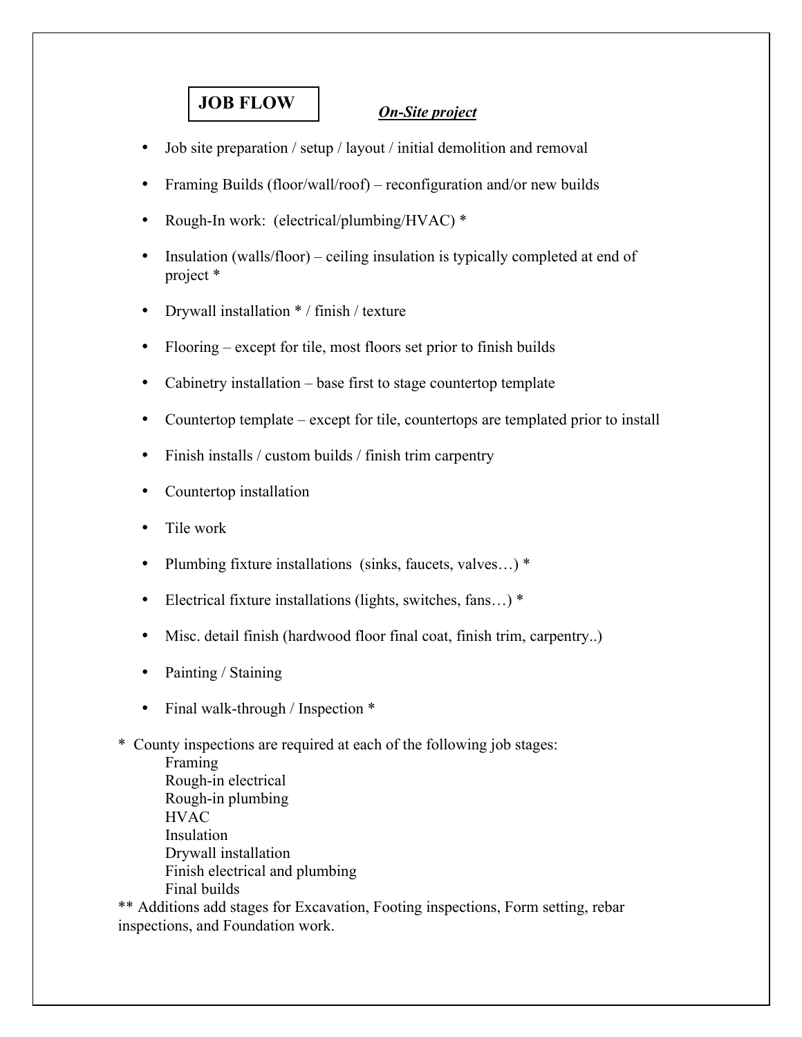## JOB FLOW

***On-Site project***

- Job site preparation / setup / layout / initial demolition and removal
- Framing Builds (floor/wall/roof) – reconfiguration and/or new builds
- Rough-In work: (electrical/plumbing/HVAC) *
- Insulation (walls/floor) – ceiling insulation is typically completed at end of project *
- Drywall installation * / finish / texture
- Flooring – except for tile, most floors set prior to finish builds
- Cabinetry installation – base first to stage countertop template
- Countertop template – except for tile, countertops are templated prior to install
- Finish installs / custom builds / finish trim carpentry
- Countertop installation
- Tile work
- Plumbing fixture installations (sinks, faucets, valves…) *
- Electrical fixture installations (lights, switches, fans…) *
- Misc. detail finish (hardwood floor final coat, finish trim, carpentry..)
- Painting / Staining
- Final walk-through / Inspection *

\* County inspections are required at each of the following job stages:

Framing
Rough-in electrical
Rough-in plumbing
HVAC
Insulation
Drywall installation
Finish electrical and plumbing
Final builds

** Additions add stages for Excavation, Footing inspections, Form setting, rebar inspections, and Foundation work.